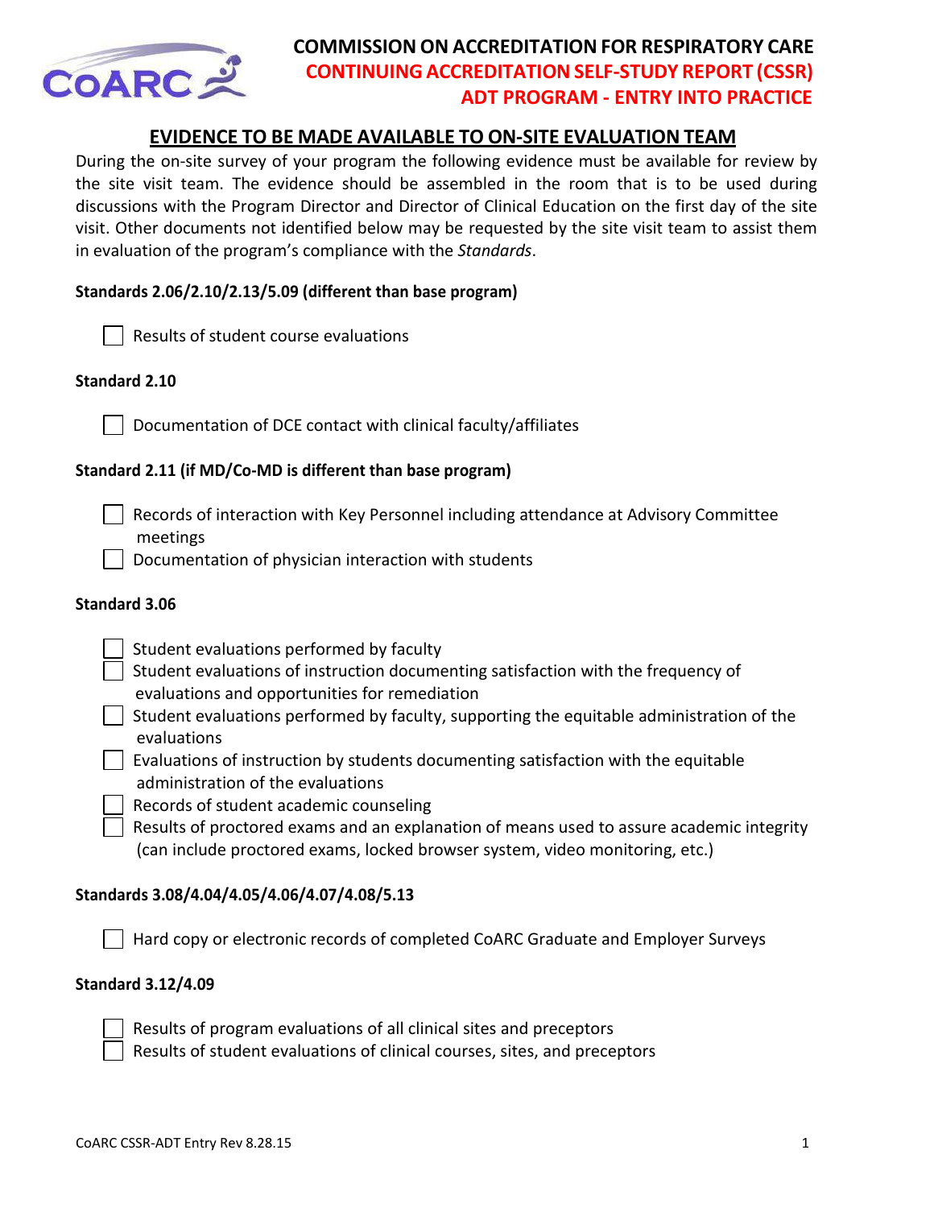# COMMISSION ON ACCREDITATION FOR RESPIRATORY CARE
## CONTINUING ACCREDITATION SELF-STUDY REPORT (CSSR)
## ADT PROGRAM - ENTRY INTO PRACTICE

## EVIDENCE TO BE MADE AVAILABLE TO ON-SITE EVALUATION TEAM

During the on-site survey of your program the following evidence must be available for review by the site visit team. The evidence should be assembled in the room that is to be used during discussions with the Program Director and Director of Clinical Education on the first day of the site visit. Other documents not identified below may be requested by the site visit team to assist them in evaluation of the program's compliance with the *Standards*.

**Standards 2.06/2.10/2.13/5.09 (different than base program)**

- [ ] Results of student course evaluations

**Standard 2.10**

- [ ] Documentation of DCE contact with clinical faculty/affiliates

**Standard 2.11 (if MD/Co-MD is different than base program)**

- [ ] Records of interaction with Key Personnel including attendance at Advisory Committee meetings
- [ ] Documentation of physician interaction with students

**Standard 3.06**

- [ ] Student evaluations performed by faculty
- [ ] Student evaluations of instruction documenting satisfaction with the frequency of evaluations and opportunities for remediation
- [ ] Student evaluations performed by faculty, supporting the equitable administration of the evaluations
- [ ] Evaluations of instruction by students documenting satisfaction with the equitable administration of the evaluations
- [ ] Records of student academic counseling
- [ ] Results of proctored exams and an explanation of means used to assure academic integrity (can include proctored exams, locked browser system, video monitoring, etc.)

**Standards 3.08/4.04/4.05/4.06/4.07/4.08/5.13**

- [ ] Hard copy or electronic records of completed CoARC Graduate and Employer Surveys

**Standard 3.12/4.09**

- [ ] Results of program evaluations of all clinical sites and preceptors
- [ ] Results of student evaluations of clinical courses, sites, and preceptors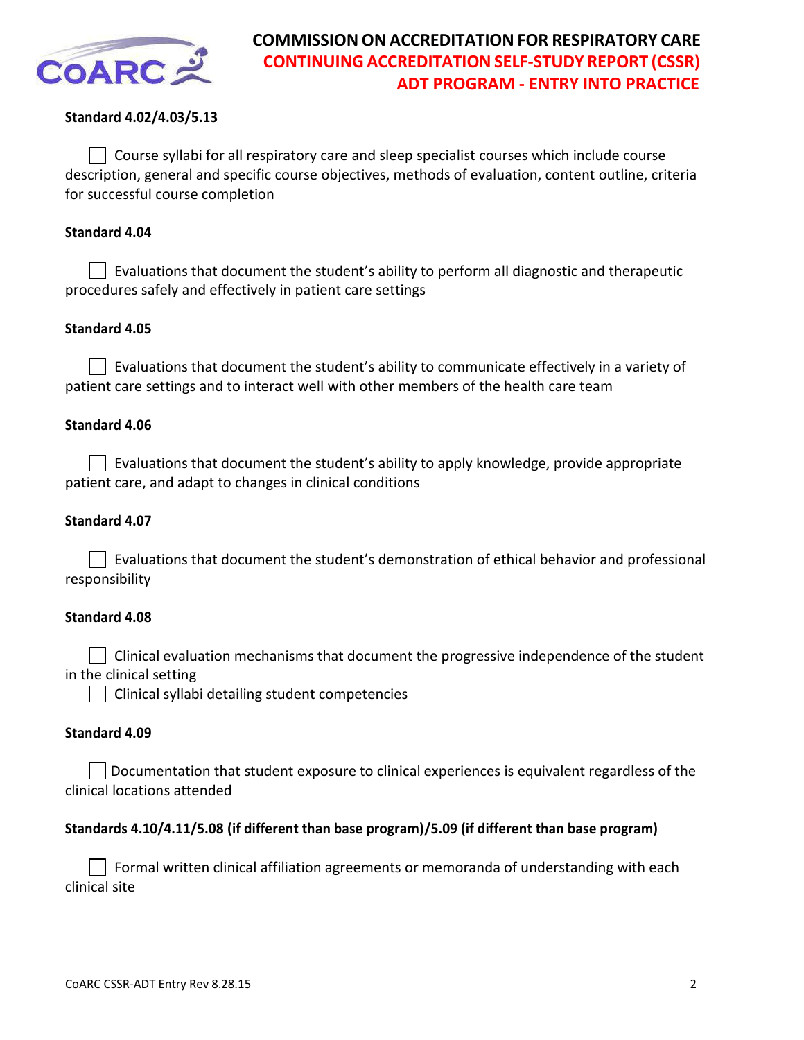**Standard 4.02/4.03/5.13**

- [ ] Course syllabi for all respiratory care and sleep specialist courses which include course description, general and specific course objectives, methods of evaluation, content outline, criteria for successful course completion

**Standard 4.04**

- [ ] Evaluations that document the student's ability to perform all diagnostic and therapeutic procedures safely and effectively in patient care settings

**Standard 4.05**

- [ ] Evaluations that document the student's ability to communicate effectively in a variety of patient care settings and to interact well with other members of the health care team

**Standard 4.06**

- [ ] Evaluations that document the student's ability to apply knowledge, provide appropriate patient care, and adapt to changes in clinical conditions

**Standard 4.07**

- [ ] Evaluations that document the student's demonstration of ethical behavior and professional responsibility

**Standard 4.08**

- [ ] Clinical evaluation mechanisms that document the progressive independence of the student in the clinical setting
- [ ] Clinical syllabi detailing student competencies

**Standard 4.09**

- [ ] Documentation that student exposure to clinical experiences is equivalent regardless of the clinical locations attended

**Standards 4.10/4.11/5.08 (if different than base program)/5.09 (if different than base program)**

- [ ] Formal written clinical affiliation agreements or memoranda of understanding with each clinical site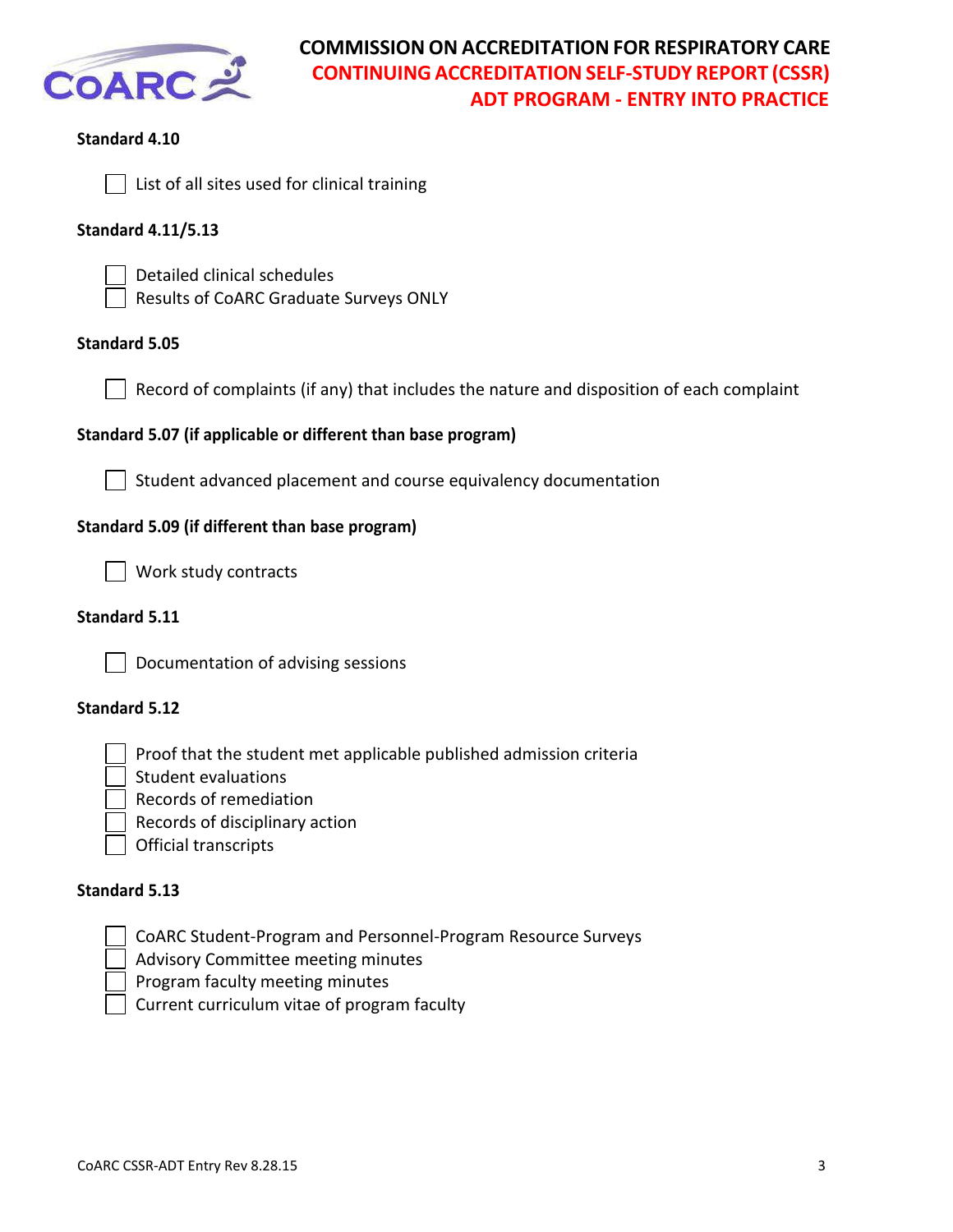**Standard 4.10**

- [ ] List of all sites used for clinical training

**Standard 4.11/5.13**

- [ ] Detailed clinical schedules
- [ ] Results of CoARC Graduate Surveys ONLY

**Standard 5.05**

- [ ] Record of complaints (if any) that includes the nature and disposition of each complaint

**Standard 5.07 (if applicable or different than base program)**

- [ ] Student advanced placement and course equivalency documentation

**Standard 5.09 (if different than base program)**

- [ ] Work study contracts

**Standard 5.11**

- [ ] Documentation of advising sessions

**Standard 5.12**

- [ ] Proof that the student met applicable published admission criteria
- [ ] Student evaluations
- [ ] Records of remediation
- [ ] Records of disciplinary action
- [ ] Official transcripts

**Standard 5.13**

- [ ] CoARC Student-Program and Personnel-Program Resource Surveys
- [ ] Advisory Committee meeting minutes
- [ ] Program faculty meeting minutes
- [ ] Current curriculum vitae of program faculty